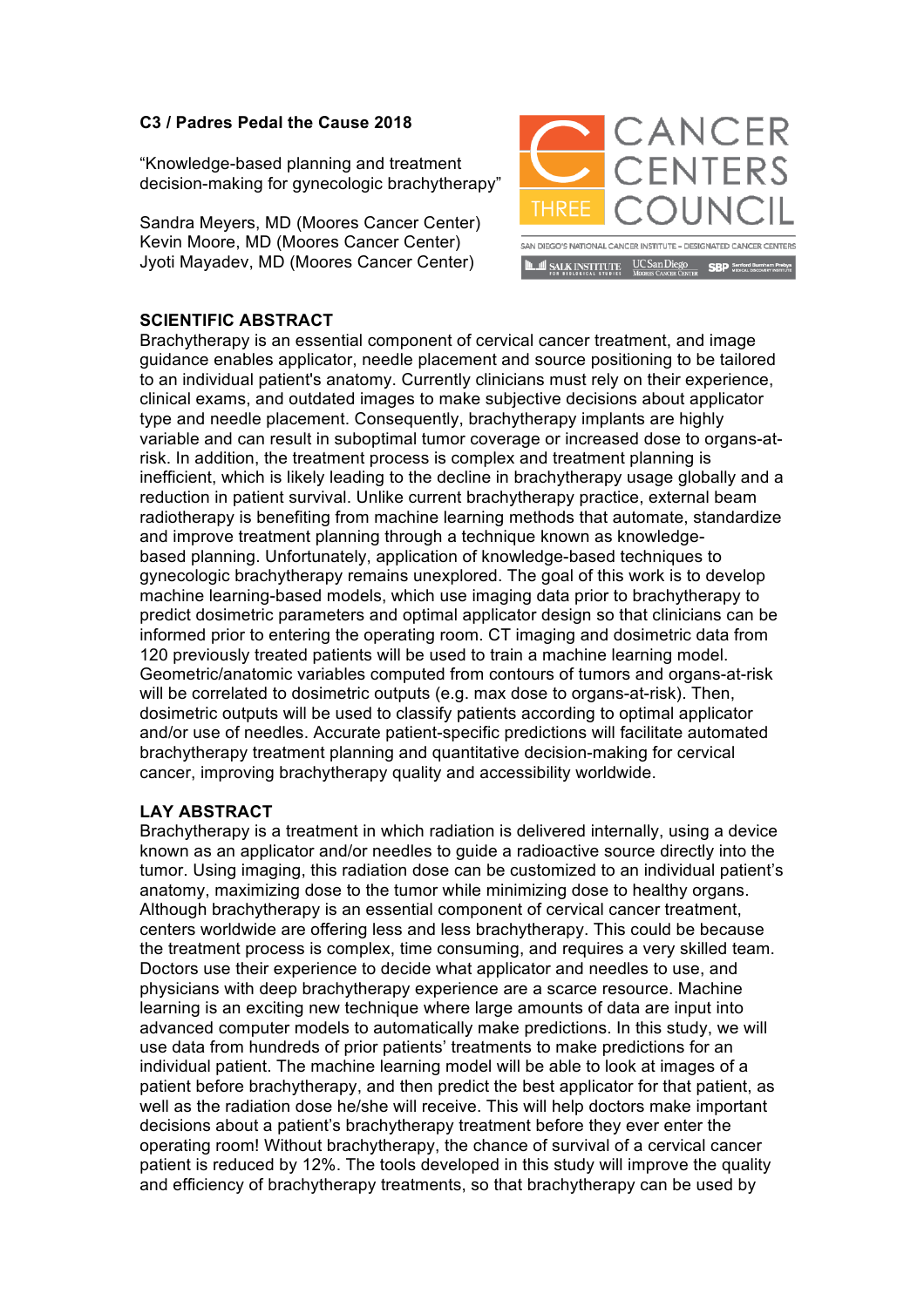**C3 / Padres Pedal the Cause 2018**

"Knowledge-based planning and treatment decision-making for gynecologic brachytherapy"

Sandra Meyers, MD (Moores Cancer Center)
Kevin Moore, MD (Moores Cancer Center)
Jyoti Mayadev, MD (Moores Cancer Center)

## SCIENTIFIC ABSTRACT

Brachytherapy is an essential component of cervical cancer treatment, and image guidance enables applicator, needle placement and source positioning to be tailored to an individual patient's anatomy. Currently clinicians must rely on their experience, clinical exams, and outdated images to make subjective decisions about applicator type and needle placement. Consequently, brachytherapy implants are highly variable and can result in suboptimal tumor coverage or increased dose to organs-at-risk. In addition, the treatment process is complex and treatment planning is inefficient, which is likely leading to the decline in brachytherapy usage globally and a reduction in patient survival. Unlike current brachytherapy practice, external beam radiotherapy is benefiting from machine learning methods that automate, standardize and improve treatment planning through a technique known as knowledge-based planning. Unfortunately, application of knowledge-based techniques to gynecologic brachytherapy remains unexplored. The goal of this work is to develop machine learning-based models, which use imaging data prior to brachytherapy to predict dosimetric parameters and optimal applicator design so that clinicians can be informed prior to entering the operating room. CT imaging and dosimetric data from 120 previously treated patients will be used to train a machine learning model. Geometric/anatomic variables computed from contours of tumors and organs-at-risk will be correlated to dosimetric outputs (e.g. max dose to organs-at-risk). Then, dosimetric outputs will be used to classify patients according to optimal applicator and/or use of needles. Accurate patient-specific predictions will facilitate automated brachytherapy treatment planning and quantitative decision-making for cervical cancer, improving brachytherapy quality and accessibility worldwide.

## LAY ABSTRACT

Brachytherapy is a treatment in which radiation is delivered internally, using a device known as an applicator and/or needles to guide a radioactive source directly into the tumor. Using imaging, this radiation dose can be customized to an individual patient's anatomy, maximizing dose to the tumor while minimizing dose to healthy organs. Although brachytherapy is an essential component of cervical cancer treatment, centers worldwide are offering less and less brachytherapy. This could be because the treatment process is complex, time consuming, and requires a very skilled team. Doctors use their experience to decide what applicator and needles to use, and physicians with deep brachytherapy experience are a scarce resource. Machine learning is an exciting new technique where large amounts of data are input into advanced computer models to automatically make predictions. In this study, we will use data from hundreds of prior patients' treatments to make predictions for an individual patient. The machine learning model will be able to look at images of a patient before brachytherapy, and then predict the best applicator for that patient, as well as the radiation dose he/she will receive. This will help doctors make important decisions about a patient's brachytherapy treatment before they ever enter the operating room! Without brachytherapy, the chance of survival of a cervical cancer patient is reduced by 12%. The tools developed in this study will improve the quality and efficiency of brachytherapy treatments, so that brachytherapy can be used by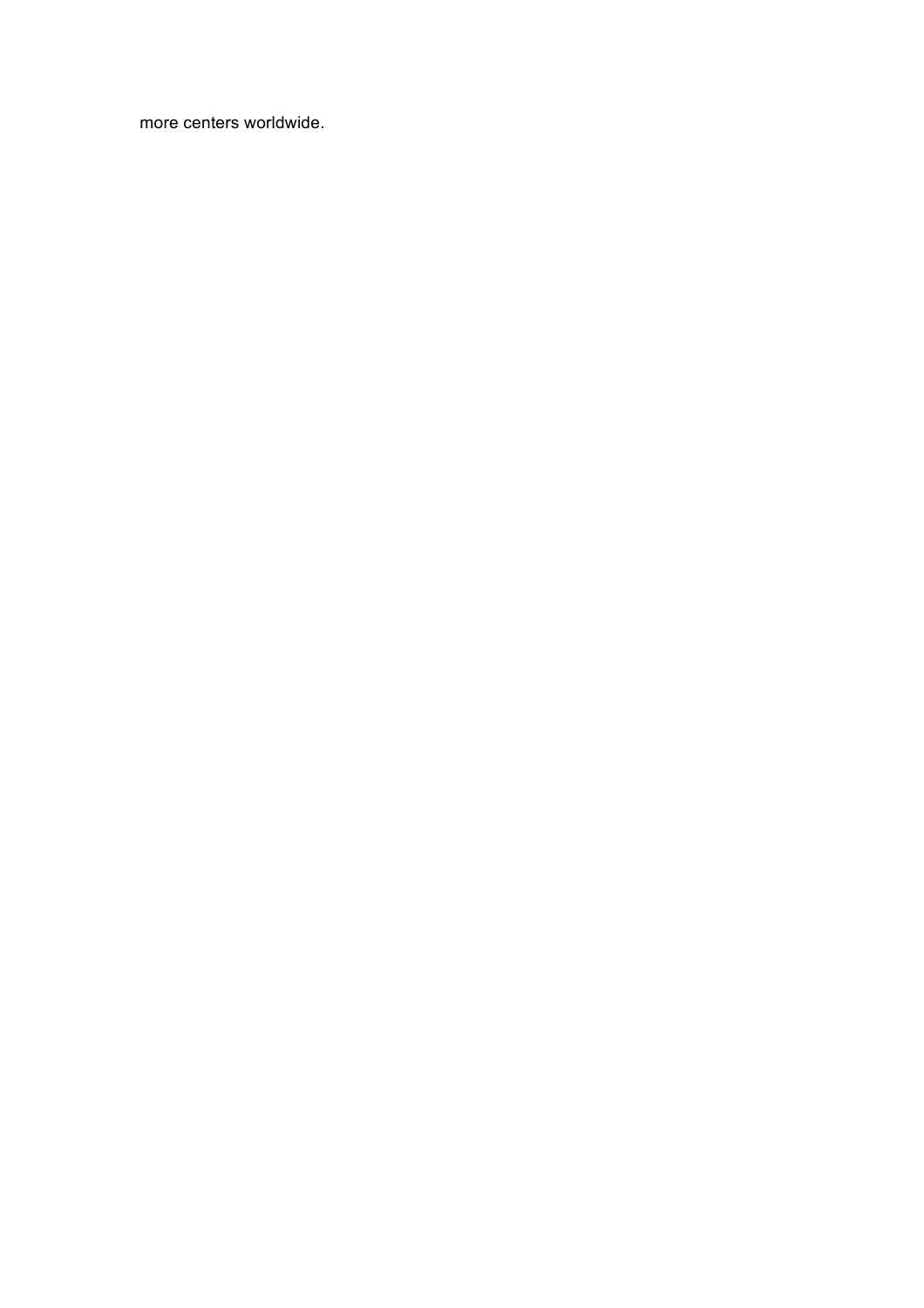more centers worldwide.